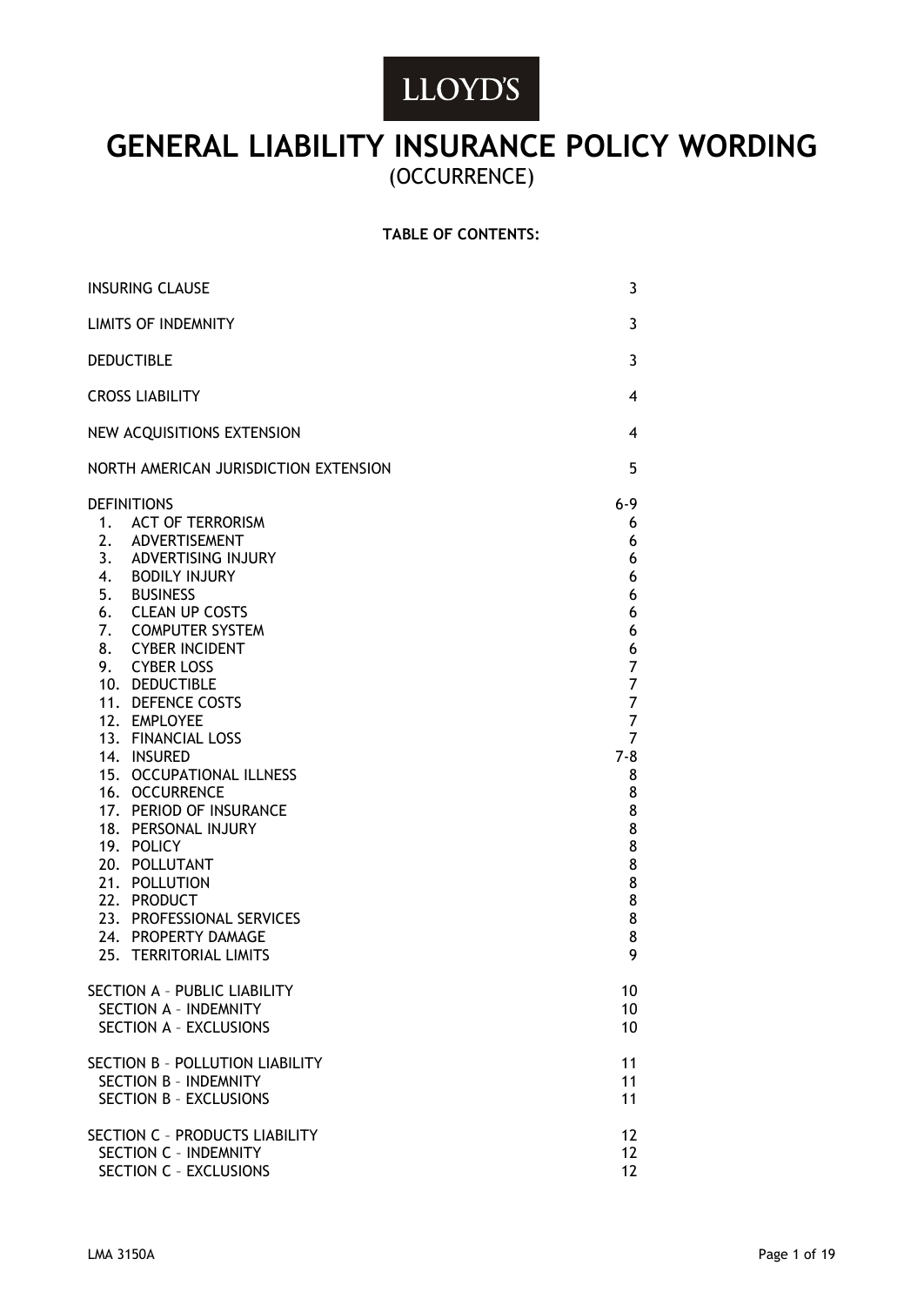LLOYD'S

# GENERAL LIABILITY INSURANCE POLICY WORDING

(OCCURRENCE)

**TABLE OF CONTENTS:**

| | |
|---|---|
| INSURING CLAUSE | 3 |
| LIMITS OF INDEMNITY | 3 |
| DEDUCTIBLE | 3 |
| CROSS LIABILITY | 4 |
| NEW ACQUISITIONS EXTENSION | 4 |
| NORTH AMERICAN JURISDICTION EXTENSION | 5 |
| DEFINITIONS | 6-9 |
| 1. ACT OF TERRORISM | 6 |
| 2. ADVERTISEMENT | 6 |
| 3. ADVERTISING INJURY | 6 |
| 4. BODILY INJURY | 6 |
| 5. BUSINESS | 6 |
| 6. CLEAN UP COSTS | 6 |
| 7. COMPUTER SYSTEM | 6 |
| 8. CYBER INCIDENT | 6 |
| 9. CYBER LOSS | 7 |
| 10. DEDUCTIBLE | 7 |
| 11. DEFENCE COSTS | 7 |
| 12. EMPLOYEE | 7 |
| 13. FINANCIAL LOSS | 7 |
| 14. INSURED | 7-8 |
| 15. OCCUPATIONAL ILLNESS | 8 |
| 16. OCCURRENCE | 8 |
| 17. PERIOD OF INSURANCE | 8 |
| 18. PERSONAL INJURY | 8 |
| 19. POLICY | 8 |
| 20. POLLUTANT | 8 |
| 21. POLLUTION | 8 |
| 22. PRODUCT | 8 |
| 23. PROFESSIONAL SERVICES | 8 |
| 24. PROPERTY DAMAGE | 8 |
| 25. TERRITORIAL LIMITS | 9 |
| SECTION A – PUBLIC LIABILITY | 10 |
| SECTION A – INDEMNITY | 10 |
| SECTION A – EXCLUSIONS | 10 |
| SECTION B – POLLUTION LIABILITY | 11 |
| SECTION B – INDEMNITY | 11 |
| SECTION B – EXCLUSIONS | 11 |
| SECTION C – PRODUCTS LIABILITY | 12 |
| SECTION C – INDEMNITY | 12 |
| SECTION C – EXCLUSIONS | 12 |

LMA 3150A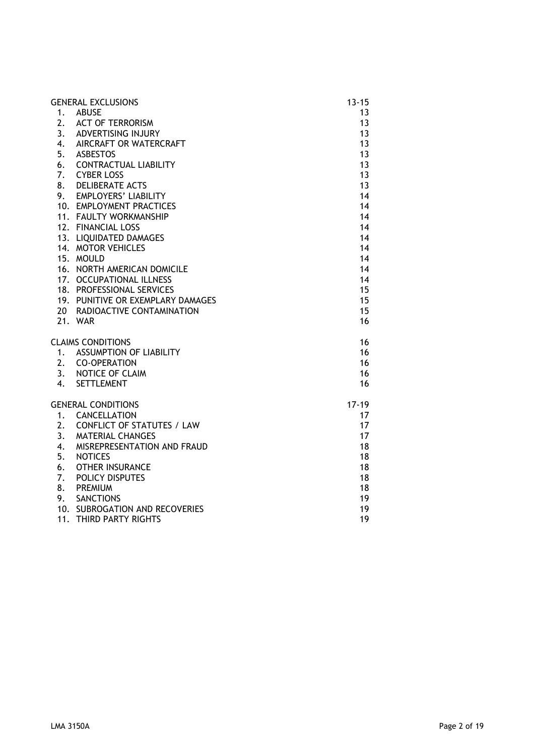| | | |
|---|---|---|
| GENERAL EXCLUSIONS | | 13-15 |
| 1. | ABUSE | 13 |
| 2. | ACT OF TERRORISM | 13 |
| 3. | ADVERTISING INJURY | 13 |
| 4. | AIRCRAFT OR WATERCRAFT | 13 |
| 5. | ASBESTOS | 13 |
| 6. | CONTRACTUAL LIABILITY | 13 |
| 7. | CYBER LOSS | 13 |
| 8. | DELIBERATE ACTS | 13 |
| 9. | EMPLOYERS' LIABILITY | 14 |
| 10. | EMPLOYMENT PRACTICES | 14 |
| 11. | FAULTY WORKMANSHIP | 14 |
| 12. | FINANCIAL LOSS | 14 |
| 13. | LIQUIDATED DAMAGES | 14 |
| 14. | MOTOR VEHICLES | 14 |
| 15. | MOULD | 14 |
| 16. | NORTH AMERICAN DOMICILE | 14 |
| 17. | OCCUPATIONAL ILLNESS | 14 |
| 18. | PROFESSIONAL SERVICES | 15 |
| 19. | PUNITIVE OR EXEMPLARY DAMAGES | 15 |
| 20 | RADIOACTIVE CONTAMINATION | 15 |
| 21. | WAR | 16 |
| CLAIMS CONDITIONS | | 16 |
| 1. | ASSUMPTION OF LIABILITY | 16 |
| 2. | CO-OPERATION | 16 |
| 3. | NOTICE OF CLAIM | 16 |
| 4. | SETTLEMENT | 16 |
| GENERAL CONDITIONS | | 17-19 |
| 1. | CANCELLATION | 17 |
| 2. | CONFLICT OF STATUTES / LAW | 17 |
| 3. | MATERIAL CHANGES | 17 |
| 4. | MISREPRESENTATION AND FRAUD | 18 |
| 5. | NOTICES | 18 |
| 6. | OTHER INSURANCE | 18 |
| 7. | POLICY DISPUTES | 18 |
| 8. | PREMIUM | 18 |
| 9. | SANCTIONS | 19 |
| 10. | SUBROGATION AND RECOVERIES | 19 |
| 11. | THIRD PARTY RIGHTS | 19 |

LMA 3150A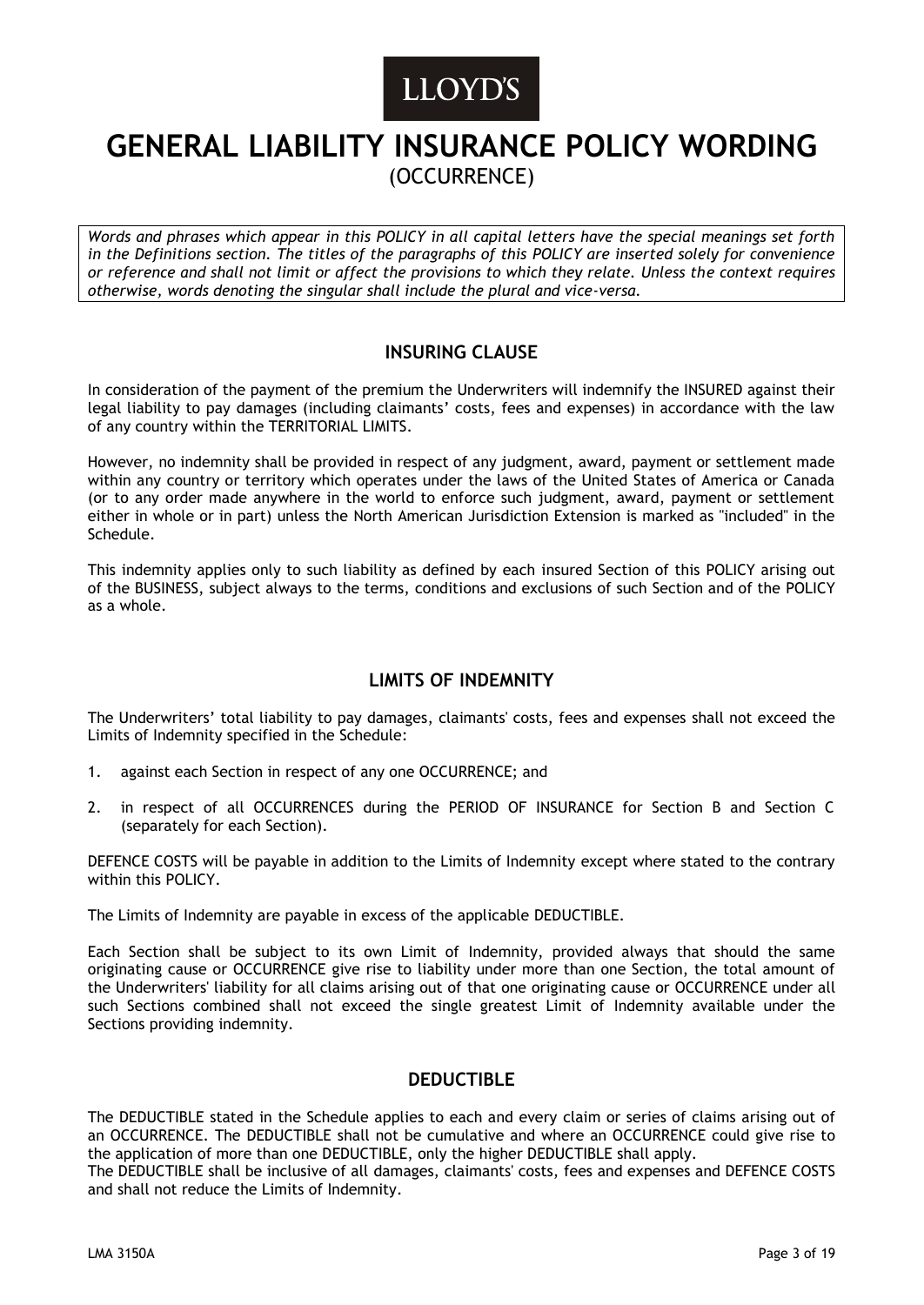LLOYD'S

# GENERAL LIABILITY INSURANCE POLICY WORDING

(OCCURRENCE)

*Words and phrases which appear in this POLICY in all capital letters have the special meanings set forth in the Definitions section. The titles of the paragraphs of this POLICY are inserted solely for convenience or reference and shall not limit or affect the provisions to which they relate. Unless the context requires otherwise, words denoting the singular shall include the plural and vice-versa.*

## INSURING CLAUSE

In consideration of the payment of the premium the Underwriters will indemnify the INSURED against their legal liability to pay damages (including claimants' costs, fees and expenses) in accordance with the law of any country within the TERRITORIAL LIMITS.

However, no indemnity shall be provided in respect of any judgment, award, payment or settlement made within any country or territory which operates under the laws of the United States of America or Canada (or to any order made anywhere in the world to enforce such judgment, award, payment or settlement either in whole or in part) unless the North American Jurisdiction Extension is marked as "included" in the Schedule.

This indemnity applies only to such liability as defined by each insured Section of this POLICY arising out of the BUSINESS, subject always to the terms, conditions and exclusions of such Section and of the POLICY as a whole.

## LIMITS OF INDEMNITY

The Underwriters' total liability to pay damages, claimants' costs, fees and expenses shall not exceed the Limits of Indemnity specified in the Schedule:

1. against each Section in respect of any one OCCURRENCE; and
2. in respect of all OCCURRENCES during the PERIOD OF INSURANCE for Section B and Section C (separately for each Section).

DEFENCE COSTS will be payable in addition to the Limits of Indemnity except where stated to the contrary within this POLICY.

The Limits of Indemnity are payable in excess of the applicable DEDUCTIBLE.

Each Section shall be subject to its own Limit of Indemnity, provided always that should the same originating cause or OCCURRENCE give rise to liability under more than one Section, the total amount of the Underwriters' liability for all claims arising out of that one originating cause or OCCURRENCE under all such Sections combined shall not exceed the single greatest Limit of Indemnity available under the Sections providing indemnity.

## DEDUCTIBLE

The DEDUCTIBLE stated in the Schedule applies to each and every claim or series of claims arising out of an OCCURRENCE. The DEDUCTIBLE shall not be cumulative and where an OCCURRENCE could give rise to the application of more than one DEDUCTIBLE, only the higher DEDUCTIBLE shall apply.
The DEDUCTIBLE shall be inclusive of all damages, claimants' costs, fees and expenses and DEFENCE COSTS and shall not reduce the Limits of Indemnity.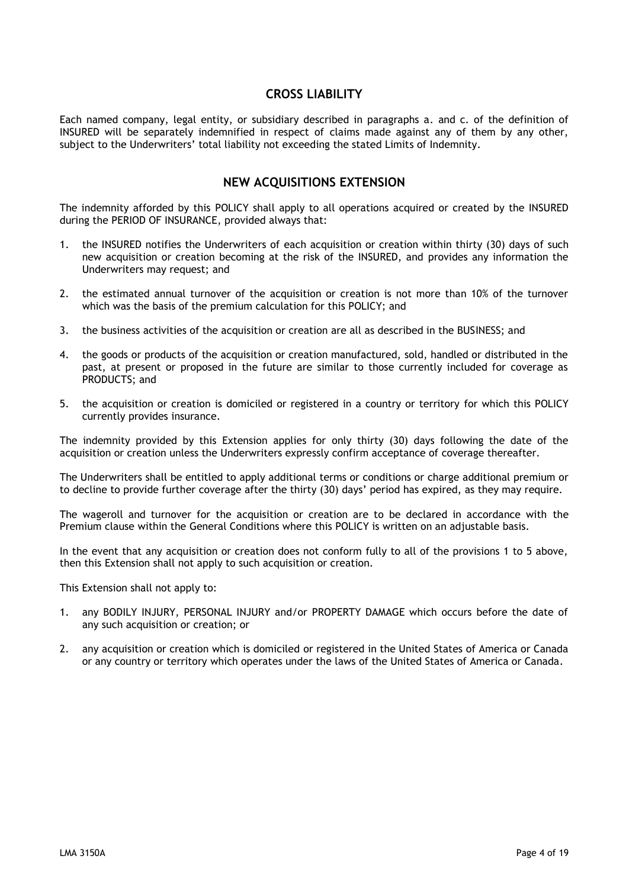## CROSS LIABILITY

Each named company, legal entity, or subsidiary described in paragraphs a. and c. of the definition of INSURED will be separately indemnified in respect of claims made against any of them by any other, subject to the Underwriters' total liability not exceeding the stated Limits of Indemnity.

## NEW ACQUISITIONS EXTENSION

The indemnity afforded by this POLICY shall apply to all operations acquired or created by the INSURED during the PERIOD OF INSURANCE, provided always that:

1. the INSURED notifies the Underwriters of each acquisition or creation within thirty (30) days of such new acquisition or creation becoming at the risk of the INSURED, and provides any information the Underwriters may request; and
2. the estimated annual turnover of the acquisition or creation is not more than 10% of the turnover which was the basis of the premium calculation for this POLICY; and
3. the business activities of the acquisition or creation are all as described in the BUSINESS; and
4. the goods or products of the acquisition or creation manufactured, sold, handled or distributed in the past, at present or proposed in the future are similar to those currently included for coverage as PRODUCTS; and
5. the acquisition or creation is domiciled or registered in a country or territory for which this POLICY currently provides insurance.

The indemnity provided by this Extension applies for only thirty (30) days following the date of the acquisition or creation unless the Underwriters expressly confirm acceptance of coverage thereafter.

The Underwriters shall be entitled to apply additional terms or conditions or charge additional premium or to decline to provide further coverage after the thirty (30) days' period has expired, as they may require.

The wageroll and turnover for the acquisition or creation are to be declared in accordance with the Premium clause within the General Conditions where this POLICY is written on an adjustable basis.

In the event that any acquisition or creation does not conform fully to all of the provisions 1 to 5 above, then this Extension shall not apply to such acquisition or creation.

This Extension shall not apply to:

1. any BODILY INJURY, PERSONAL INJURY and/or PROPERTY DAMAGE which occurs before the date of any such acquisition or creation; or
2. any acquisition or creation which is domiciled or registered in the United States of America or Canada or any country or territory which operates under the laws of the United States of America or Canada.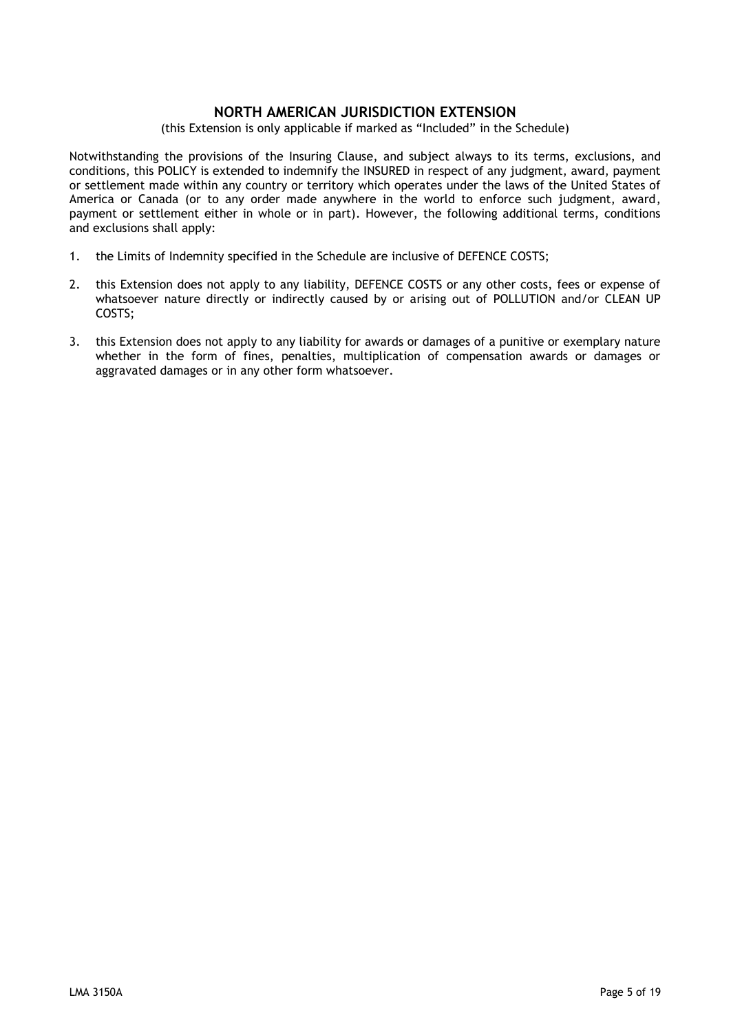## NORTH AMERICAN JURISDICTION EXTENSION

(this Extension is only applicable if marked as "Included" in the Schedule)

Notwithstanding the provisions of the Insuring Clause, and subject always to its terms, exclusions, and conditions, this POLICY is extended to indemnify the INSURED in respect of any judgment, award, payment or settlement made within any country or territory which operates under the laws of the United States of America or Canada (or to any order made anywhere in the world to enforce such judgment, award, payment or settlement either in whole or in part). However, the following additional terms, conditions and exclusions shall apply:

1. the Limits of Indemnity specified in the Schedule are inclusive of DEFENCE COSTS;
2. this Extension does not apply to any liability, DEFENCE COSTS or any other costs, fees or expense of whatsoever nature directly or indirectly caused by or arising out of POLLUTION and/or CLEAN UP COSTS;
3. this Extension does not apply to any liability for awards or damages of a punitive or exemplary nature whether in the form of fines, penalties, multiplication of compensation awards or damages or aggravated damages or in any other form whatsoever.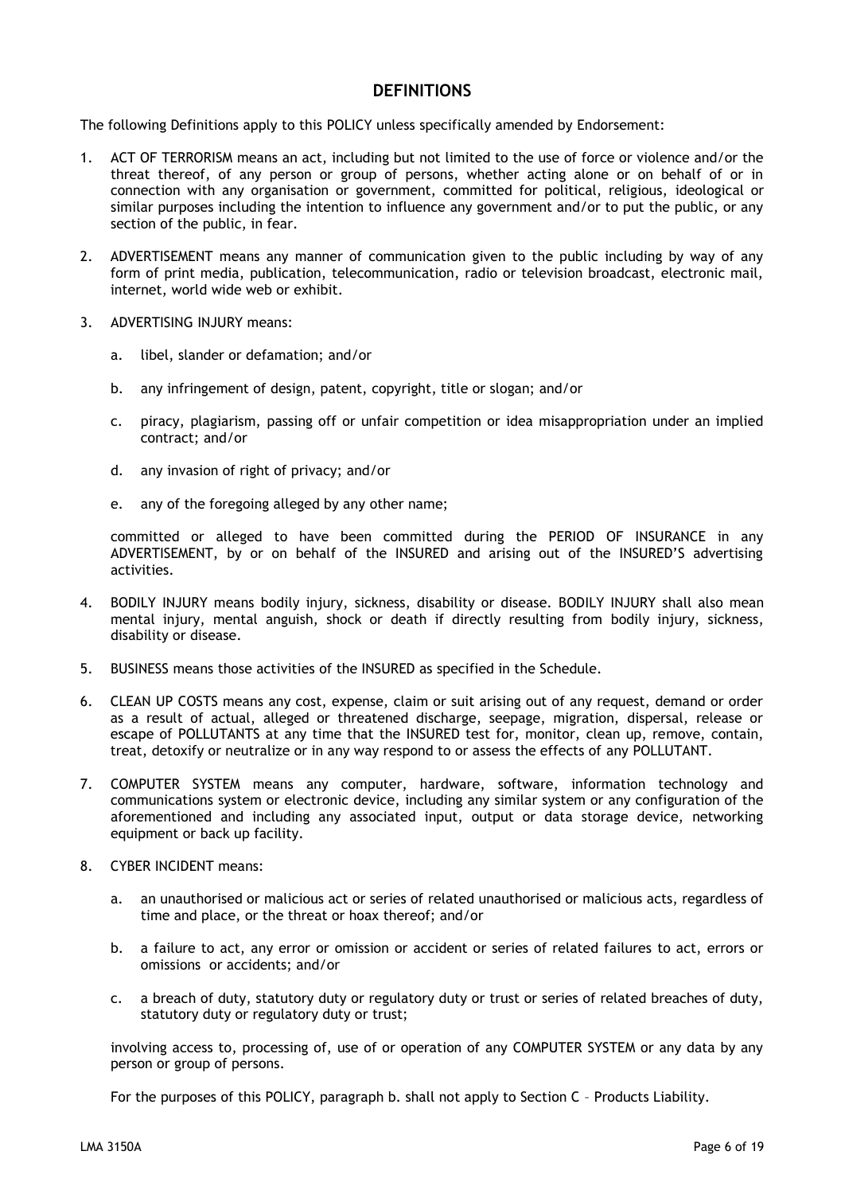## DEFINITIONS

The following Definitions apply to this POLICY unless specifically amended by Endorsement:

1. ACT OF TERRORISM means an act, including but not limited to the use of force or violence and/or the threat thereof, of any person or group of persons, whether acting alone or on behalf of or in connection with any organisation or government, committed for political, religious, ideological or similar purposes including the intention to influence any government and/or to put the public, or any section of the public, in fear.

2. ADVERTISEMENT means any manner of communication given to the public including by way of any form of print media, publication, telecommunication, radio or television broadcast, electronic mail, internet, world wide web or exhibit.

3. ADVERTISING INJURY means:

   a. libel, slander or defamation; and/or

   b. any infringement of design, patent, copyright, title or slogan; and/or

   c. piracy, plagiarism, passing off or unfair competition or idea misappropriation under an implied contract; and/or

   d. any invasion of right of privacy; and/or

   e. any of the foregoing alleged by any other name;

   committed or alleged to have been committed during the PERIOD OF INSURANCE in any ADVERTISEMENT, by or on behalf of the INSURED and arising out of the INSURED'S advertising activities.

4. BODILY INJURY means bodily injury, sickness, disability or disease. BODILY INJURY shall also mean mental injury, mental anguish, shock or death if directly resulting from bodily injury, sickness, disability or disease.

5. BUSINESS means those activities of the INSURED as specified in the Schedule.

6. CLEAN UP COSTS means any cost, expense, claim or suit arising out of any request, demand or order as a result of actual, alleged or threatened discharge, seepage, migration, dispersal, release or escape of POLLUTANTS at any time that the INSURED test for, monitor, clean up, remove, contain, treat, detoxify or neutralize or in any way respond to or assess the effects of any POLLUTANT.

7. COMPUTER SYSTEM means any computer, hardware, software, information technology and communications system or electronic device, including any similar system or any configuration of the aforementioned and including any associated input, output or data storage device, networking equipment or back up facility.

8. CYBER INCIDENT means:

   a. an unauthorised or malicious act or series of related unauthorised or malicious acts, regardless of time and place, or the threat or hoax thereof; and/or

   b. a failure to act, any error or omission or accident or series of related failures to act, errors or omissions or accidents; and/or

   c. a breach of duty, statutory duty or regulatory duty or trust or series of related breaches of duty, statutory duty or regulatory duty or trust;

   involving access to, processing of, use of or operation of any COMPUTER SYSTEM or any data by any person or group of persons.

   For the purposes of this POLICY, paragraph b. shall not apply to Section C – Products Liability.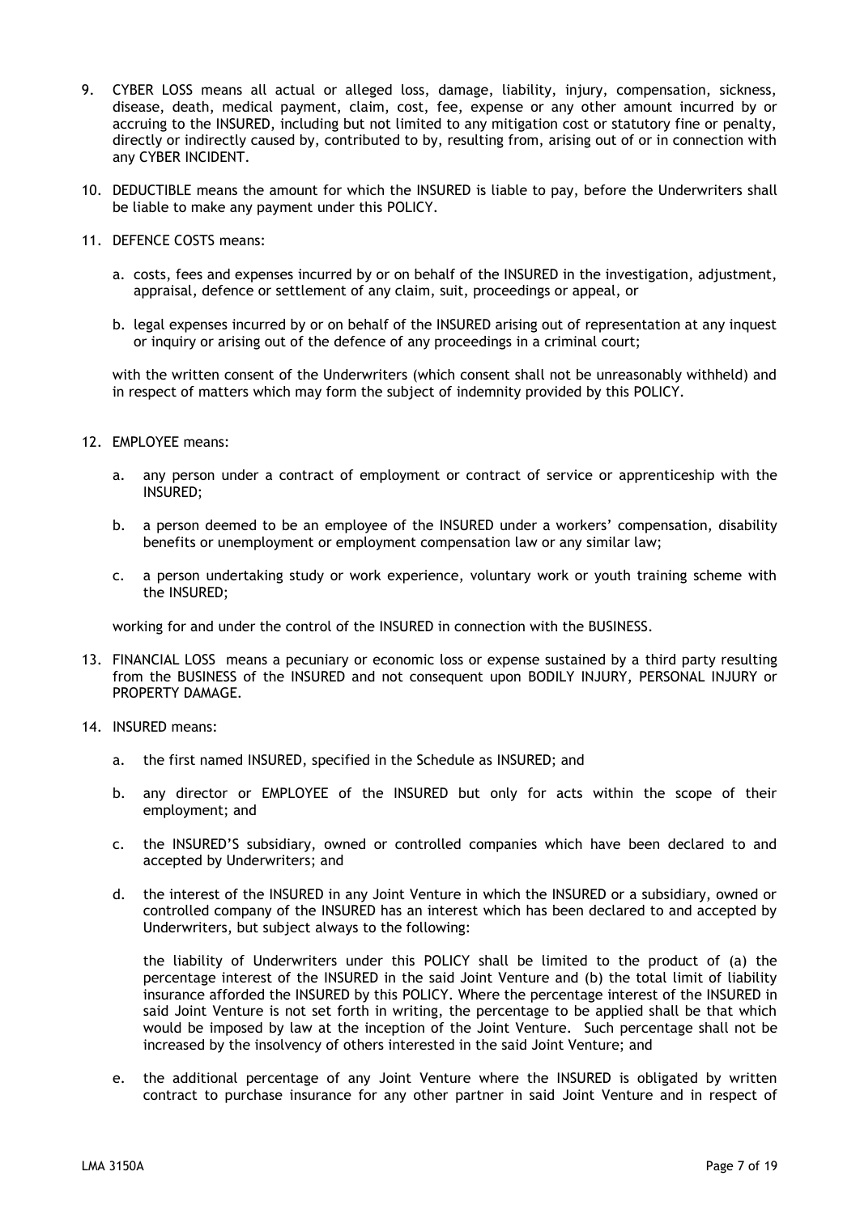9. CYBER LOSS means all actual or alleged loss, damage, liability, injury, compensation, sickness, disease, death, medical payment, claim, cost, fee, expense or any other amount incurred by or accruing to the INSURED, including but not limited to any mitigation cost or statutory fine or penalty, directly or indirectly caused by, contributed to by, resulting from, arising out of or in connection with any CYBER INCIDENT.

10. DEDUCTIBLE means the amount for which the INSURED is liable to pay, before the Underwriters shall be liable to make any payment under this POLICY.

11. DEFENCE COSTS means:

    a. costs, fees and expenses incurred by or on behalf of the INSURED in the investigation, adjustment, appraisal, defence or settlement of any claim, suit, proceedings or appeal, or

    b. legal expenses incurred by or on behalf of the INSURED arising out of representation at any inquest or inquiry or arising out of the defence of any proceedings in a criminal court;

    with the written consent of the Underwriters (which consent shall not be unreasonably withheld) and in respect of matters which may form the subject of indemnity provided by this POLICY.

12. EMPLOYEE means:

    a. any person under a contract of employment or contract of service or apprenticeship with the INSURED;

    b. a person deemed to be an employee of the INSURED under a workers' compensation, disability benefits or unemployment or employment compensation law or any similar law;

    c. a person undertaking study or work experience, voluntary work or youth training scheme with the INSURED;

    working for and under the control of the INSURED in connection with the BUSINESS.

13. FINANCIAL LOSS means a pecuniary or economic loss or expense sustained by a third party resulting from the BUSINESS of the INSURED and not consequent upon BODILY INJURY, PERSONAL INJURY or PROPERTY DAMAGE.

14. INSURED means:

    a. the first named INSURED, specified in the Schedule as INSURED; and

    b. any director or EMPLOYEE of the INSURED but only for acts within the scope of their employment; and

    c. the INSURED'S subsidiary, owned or controlled companies which have been declared to and accepted by Underwriters; and

    d. the interest of the INSURED in any Joint Venture in which the INSURED or a subsidiary, owned or controlled company of the INSURED has an interest which has been declared to and accepted by Underwriters, but subject always to the following:

       the liability of Underwriters under this POLICY shall be limited to the product of (a) the percentage interest of the INSURED in the said Joint Venture and (b) the total limit of liability insurance afforded the INSURED by this POLICY. Where the percentage interest of the INSURED in said Joint Venture is not set forth in writing, the percentage to be applied shall be that which would be imposed by law at the inception of the Joint Venture. Such percentage shall not be increased by the insolvency of others interested in the said Joint Venture; and

    e. the additional percentage of any Joint Venture where the INSURED is obligated by written contract to purchase insurance for any other partner in said Joint Venture and in respect of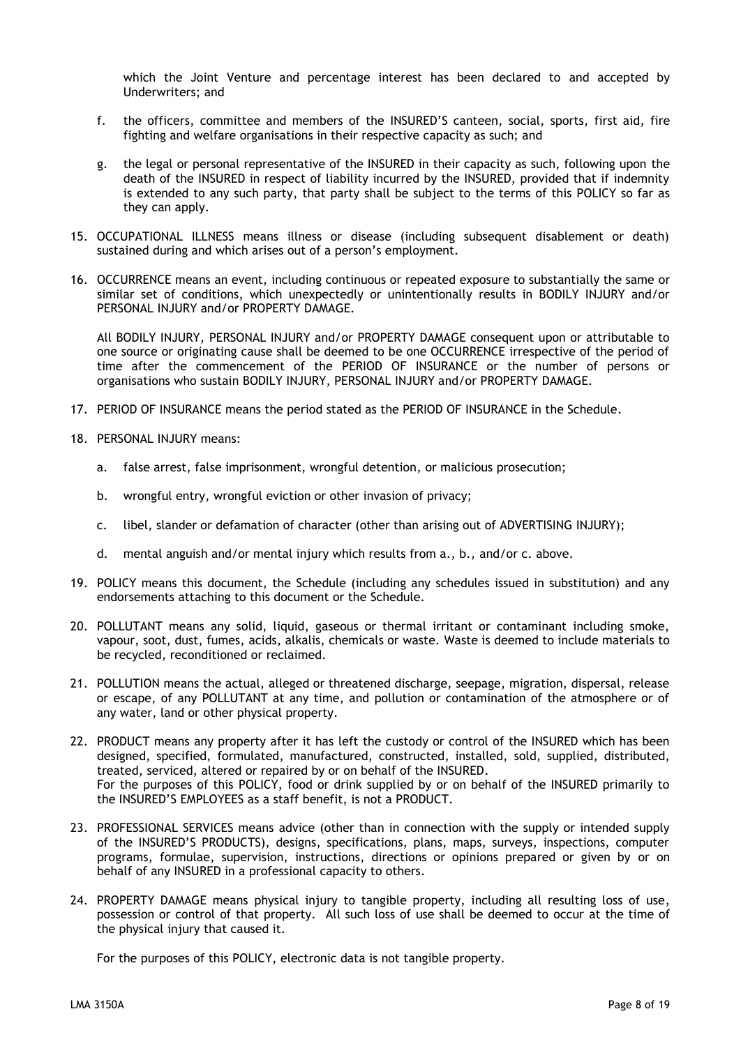which the Joint Venture and percentage interest has been declared to and accepted by Underwriters; and

f. the officers, committee and members of the INSURED'S canteen, social, sports, first aid, fire fighting and welfare organisations in their respective capacity as such; and

g. the legal or personal representative of the INSURED in their capacity as such, following upon the death of the INSURED in respect of liability incurred by the INSURED, provided that if indemnity is extended to any such party, that party shall be subject to the terms of this POLICY so far as they can apply.

15. OCCUPATIONAL ILLNESS means illness or disease (including subsequent disablement or death) sustained during and which arises out of a person's employment.

16. OCCURRENCE means an event, including continuous or repeated exposure to substantially the same or similar set of conditions, which unexpectedly or unintentionally results in BODILY INJURY and/or PERSONAL INJURY and/or PROPERTY DAMAGE.

    All BODILY INJURY, PERSONAL INJURY and/or PROPERTY DAMAGE consequent upon or attributable to one source or originating cause shall be deemed to be one OCCURRENCE irrespective of the period of time after the commencement of the PERIOD OF INSURANCE or the number of persons or organisations who sustain BODILY INJURY, PERSONAL INJURY and/or PROPERTY DAMAGE.

17. PERIOD OF INSURANCE means the period stated as the PERIOD OF INSURANCE in the Schedule.

18. PERSONAL INJURY means:

    a. false arrest, false imprisonment, wrongful detention, or malicious prosecution;

    b. wrongful entry, wrongful eviction or other invasion of privacy;

    c. libel, slander or defamation of character (other than arising out of ADVERTISING INJURY);

    d. mental anguish and/or mental injury which results from a., b., and/or c. above.

19. POLICY means this document, the Schedule (including any schedules issued in substitution) and any endorsements attaching to this document or the Schedule.

20. POLLUTANT means any solid, liquid, gaseous or thermal irritant or contaminant including smoke, vapour, soot, dust, fumes, acids, alkalis, chemicals or waste. Waste is deemed to include materials to be recycled, reconditioned or reclaimed.

21. POLLUTION means the actual, alleged or threatened discharge, seepage, migration, dispersal, release or escape, of any POLLUTANT at any time, and pollution or contamination of the atmosphere or of any water, land or other physical property.

22. PRODUCT means any property after it has left the custody or control of the INSURED which has been designed, specified, formulated, manufactured, constructed, installed, sold, supplied, distributed, treated, serviced, altered or repaired by or on behalf of the INSURED.
    For the purposes of this POLICY, food or drink supplied by or on behalf of the INSURED primarily to the INSURED'S EMPLOYEES as a staff benefit, is not a PRODUCT.

23. PROFESSIONAL SERVICES means advice (other than in connection with the supply or intended supply of the INSURED'S PRODUCTS), designs, specifications, plans, maps, surveys, inspections, computer programs, formulae, supervision, instructions, directions or opinions prepared or given by or on behalf of any INSURED in a professional capacity to others.

24. PROPERTY DAMAGE means physical injury to tangible property, including all resulting loss of use, possession or control of that property. All such loss of use shall be deemed to occur at the time of the physical injury that caused it.

    For the purposes of this POLICY, electronic data is not tangible property.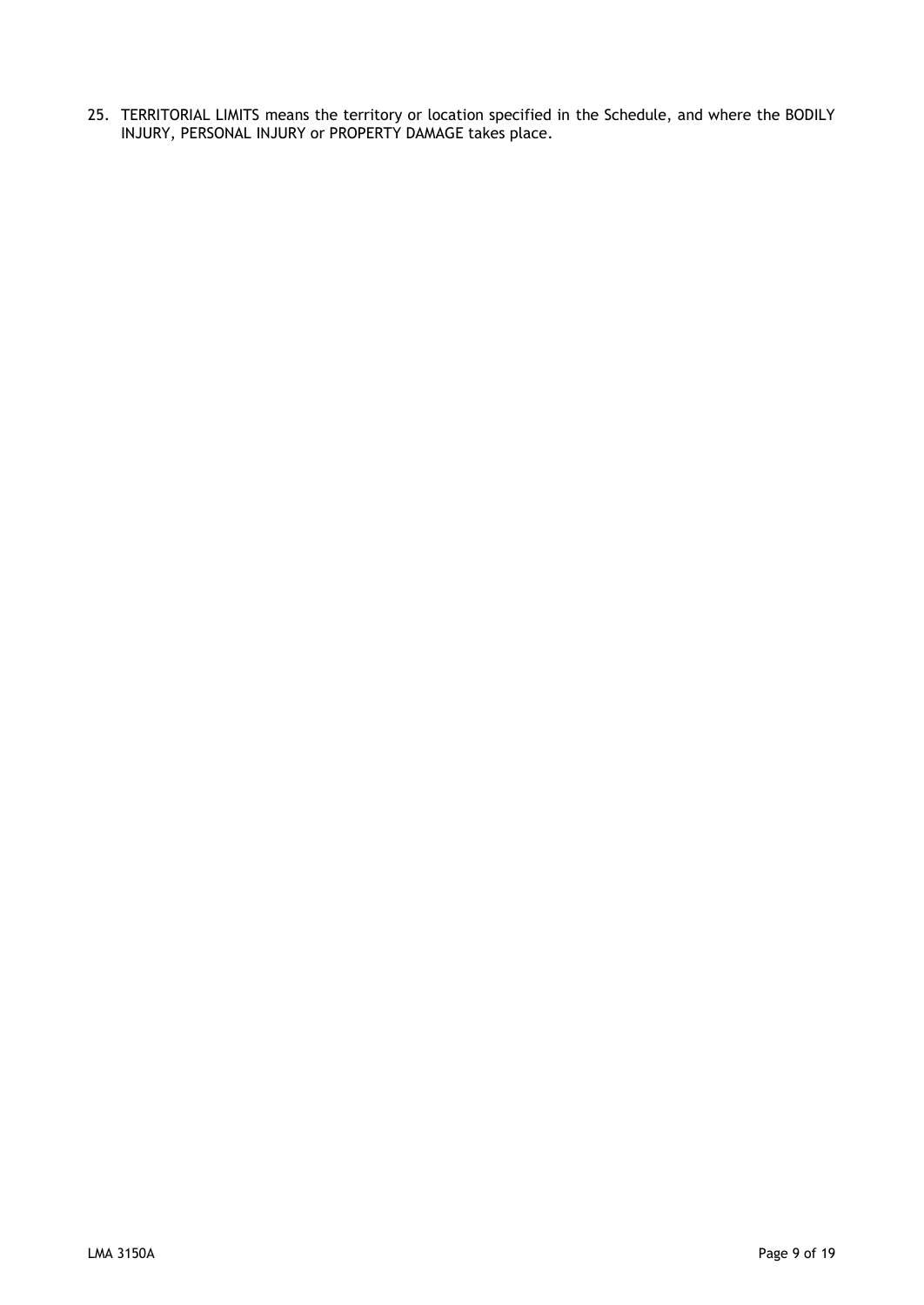25. TERRITORIAL LIMITS means the territory or location specified in the Schedule, and where the BODILY INJURY, PERSONAL INJURY or PROPERTY DAMAGE takes place.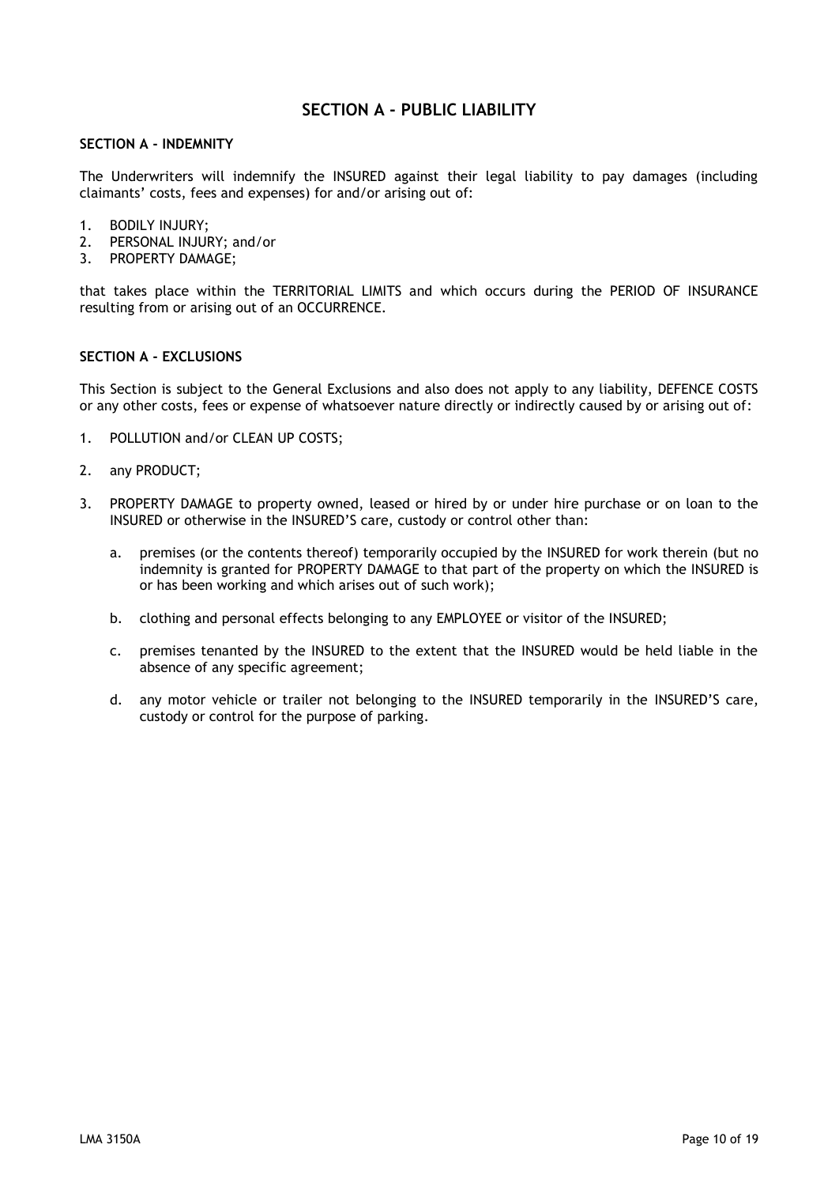# SECTION A - PUBLIC LIABILITY

## SECTION A – INDEMNITY

The Underwriters will indemnify the INSURED against their legal liability to pay damages (including claimants' costs, fees and expenses) for and/or arising out of:

1. BODILY INJURY;
2. PERSONAL INJURY; and/or
3. PROPERTY DAMAGE;

that takes place within the TERRITORIAL LIMITS and which occurs during the PERIOD OF INSURANCE resulting from or arising out of an OCCURRENCE.

## SECTION A – EXCLUSIONS

This Section is subject to the General Exclusions and also does not apply to any liability, DEFENCE COSTS or any other costs, fees or expense of whatsoever nature directly or indirectly caused by or arising out of:

1. POLLUTION and/or CLEAN UP COSTS;

2. any PRODUCT;

3. PROPERTY DAMAGE to property owned, leased or hired by or under hire purchase or on loan to the INSURED or otherwise in the INSURED'S care, custody or control other than:

   a. premises (or the contents thereof) temporarily occupied by the INSURED for work therein (but no indemnity is granted for PROPERTY DAMAGE to that part of the property on which the INSURED is or has been working and which arises out of such work);

   b. clothing and personal effects belonging to any EMPLOYEE or visitor of the INSURED;

   c. premises tenanted by the INSURED to the extent that the INSURED would be held liable in the absence of any specific agreement;

   d. any motor vehicle or trailer not belonging to the INSURED temporarily in the INSURED'S care, custody or control for the purpose of parking.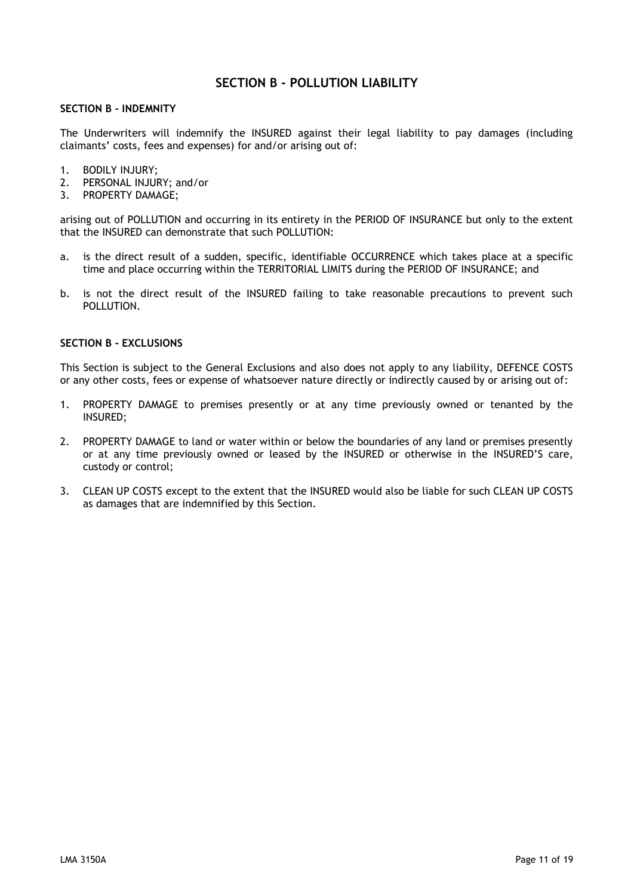## SECTION B - POLLUTION LIABILITY

### SECTION B - INDEMNITY

The Underwriters will indemnify the INSURED against their legal liability to pay damages (including claimants' costs, fees and expenses) for and/or arising out of:

1. BODILY INJURY;
2. PERSONAL INJURY; and/or
3. PROPERTY DAMAGE;

arising out of POLLUTION and occurring in its entirety in the PERIOD OF INSURANCE but only to the extent that the INSURED can demonstrate that such POLLUTION:

a. is the direct result of a sudden, specific, identifiable OCCURRENCE which takes place at a specific time and place occurring within the TERRITORIAL LIMITS during the PERIOD OF INSURANCE; and

b. is not the direct result of the INSURED failing to take reasonable precautions to prevent such POLLUTION.

### SECTION B - EXCLUSIONS

This Section is subject to the General Exclusions and also does not apply to any liability, DEFENCE COSTS or any other costs, fees or expense of whatsoever nature directly or indirectly caused by or arising out of:

1. PROPERTY DAMAGE to premises presently or at any time previously owned or tenanted by the INSURED;

2. PROPERTY DAMAGE to land or water within or below the boundaries of any land or premises presently or at any time previously owned or leased by the INSURED or otherwise in the INSURED'S care, custody or control;

3. CLEAN UP COSTS except to the extent that the INSURED would also be liable for such CLEAN UP COSTS as damages that are indemnified by this Section.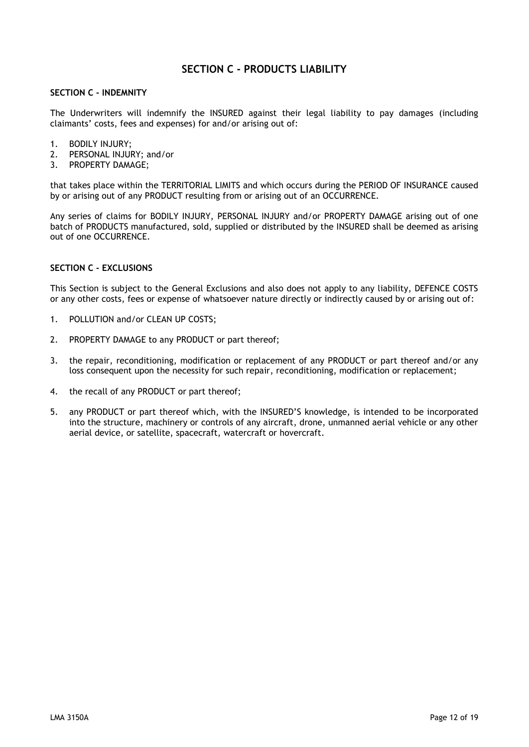# SECTION C - PRODUCTS LIABILITY

## SECTION C - INDEMNITY

The Underwriters will indemnify the INSURED against their legal liability to pay damages (including claimants' costs, fees and expenses) for and/or arising out of:

1. BODILY INJURY;
2. PERSONAL INJURY; and/or
3. PROPERTY DAMAGE;

that takes place within the TERRITORIAL LIMITS and which occurs during the PERIOD OF INSURANCE caused by or arising out of any PRODUCT resulting from or arising out of an OCCURRENCE.

Any series of claims for BODILY INJURY, PERSONAL INJURY and/or PROPERTY DAMAGE arising out of one batch of PRODUCTS manufactured, sold, supplied or distributed by the INSURED shall be deemed as arising out of one OCCURRENCE.

## SECTION C - EXCLUSIONS

This Section is subject to the General Exclusions and also does not apply to any liability, DEFENCE COSTS or any other costs, fees or expense of whatsoever nature directly or indirectly caused by or arising out of:

1. POLLUTION and/or CLEAN UP COSTS;

2. PROPERTY DAMAGE to any PRODUCT or part thereof;

3. the repair, reconditioning, modification or replacement of any PRODUCT or part thereof and/or any loss consequent upon the necessity for such repair, reconditioning, modification or replacement;

4. the recall of any PRODUCT or part thereof;

5. any PRODUCT or part thereof which, with the INSURED'S knowledge, is intended to be incorporated into the structure, machinery or controls of any aircraft, drone, unmanned aerial vehicle or any other aerial device, or satellite, spacecraft, watercraft or hovercraft.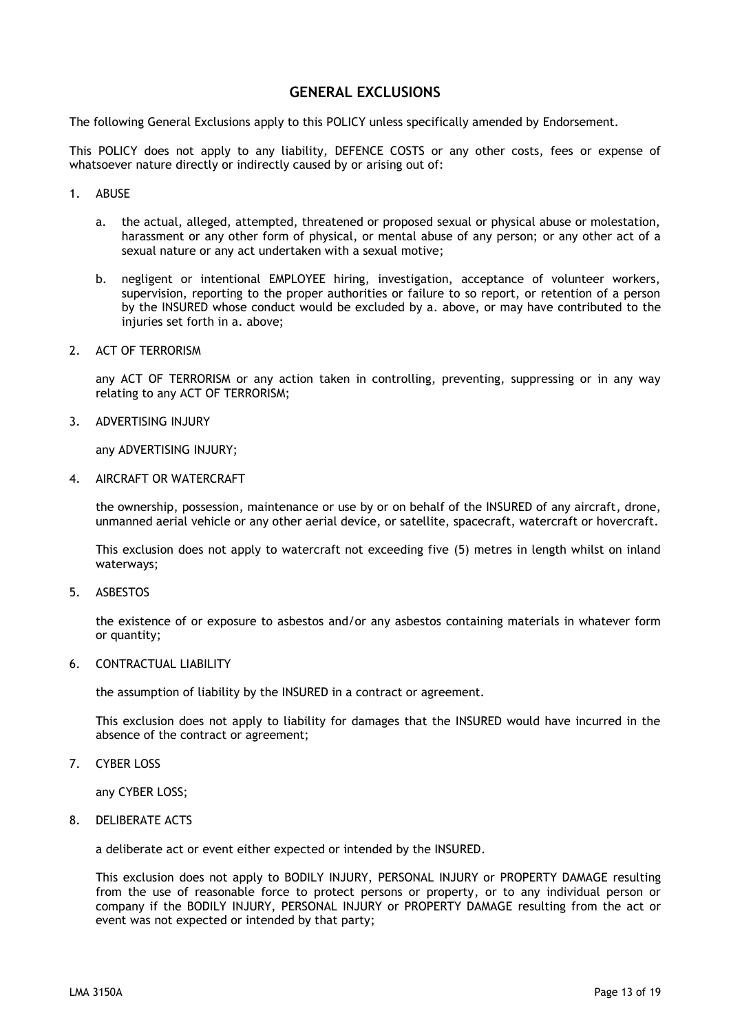## GENERAL EXCLUSIONS

The following General Exclusions apply to this POLICY unless specifically amended by Endorsement.

This POLICY does not apply to any liability, DEFENCE COSTS or any other costs, fees or expense of whatsoever nature directly or indirectly caused by or arising out of:

1. ABUSE

   a. the actual, alleged, attempted, threatened or proposed sexual or physical abuse or molestation, harassment or any other form of physical, or mental abuse of any person; or any other act of a sexual nature or any act undertaken with a sexual motive;

   b. negligent or intentional EMPLOYEE hiring, investigation, acceptance of volunteer workers, supervision, reporting to the proper authorities or failure to so report, or retention of a person by the INSURED whose conduct would be excluded by a. above, or may have contributed to the injuries set forth in a. above;

2. ACT OF TERRORISM

   any ACT OF TERRORISM or any action taken in controlling, preventing, suppressing or in any way relating to any ACT OF TERRORISM;

3. ADVERTISING INJURY

   any ADVERTISING INJURY;

4. AIRCRAFT OR WATERCRAFT

   the ownership, possession, maintenance or use by or on behalf of the INSURED of any aircraft, drone, unmanned aerial vehicle or any other aerial device, or satellite, spacecraft, watercraft or hovercraft.

   This exclusion does not apply to watercraft not exceeding five (5) metres in length whilst on inland waterways;

5. ASBESTOS

   the existence of or exposure to asbestos and/or any asbestos containing materials in whatever form or quantity;

6. CONTRACTUAL LIABILITY

   the assumption of liability by the INSURED in a contract or agreement.

   This exclusion does not apply to liability for damages that the INSURED would have incurred in the absence of the contract or agreement;

7. CYBER LOSS

   any CYBER LOSS;

8. DELIBERATE ACTS

   a deliberate act or event either expected or intended by the INSURED.

   This exclusion does not apply to BODILY INJURY, PERSONAL INJURY or PROPERTY DAMAGE resulting from the use of reasonable force to protect persons or property, or to any individual person or company if the BODILY INJURY, PERSONAL INJURY or PROPERTY DAMAGE resulting from the act or event was not expected or intended by that party;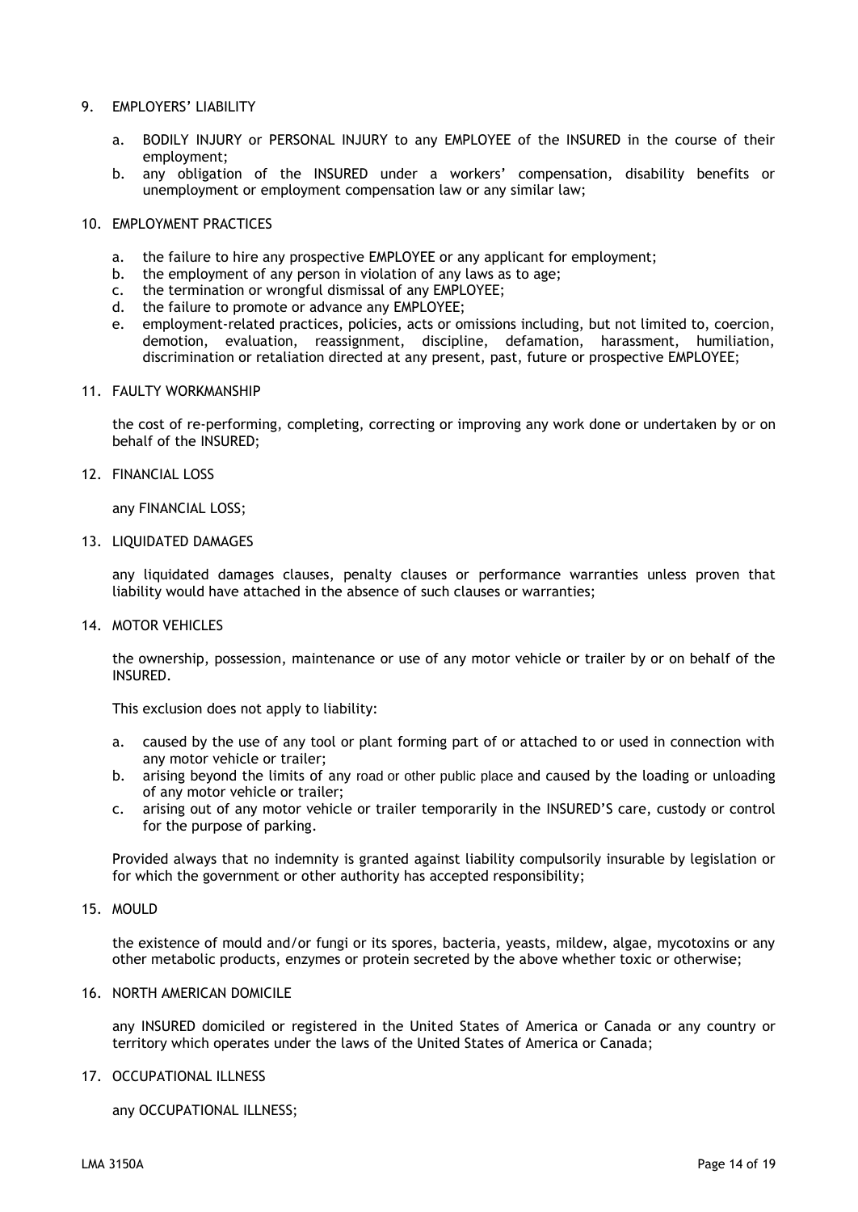9. EMPLOYERS' LIABILITY

    a. BODILY INJURY or PERSONAL INJURY to any EMPLOYEE of the INSURED in the course of their employment;
    b. any obligation of the INSURED under a workers' compensation, disability benefits or unemployment or employment compensation law or any similar law;

10. EMPLOYMENT PRACTICES

    a. the failure to hire any prospective EMPLOYEE or any applicant for employment;
    b. the employment of any person in violation of any laws as to age;
    c. the termination or wrongful dismissal of any EMPLOYEE;
    d. the failure to promote or advance any EMPLOYEE;
    e. employment-related practices, policies, acts or omissions including, but not limited to, coercion, demotion, evaluation, reassignment, discipline, defamation, harassment, humiliation, discrimination or retaliation directed at any present, past, future or prospective EMPLOYEE;

11. FAULTY WORKMANSHIP

    the cost of re-performing, completing, correcting or improving any work done or undertaken by or on behalf of the INSURED;

12. FINANCIAL LOSS

    any FINANCIAL LOSS;

13. LIQUIDATED DAMAGES

    any liquidated damages clauses, penalty clauses or performance warranties unless proven that liability would have attached in the absence of such clauses or warranties;

14. MOTOR VEHICLES

    the ownership, possession, maintenance or use of any motor vehicle or trailer by or on behalf of the INSURED.

    This exclusion does not apply to liability:

    a. caused by the use of any tool or plant forming part of or attached to or used in connection with any motor vehicle or trailer;
    b. arising beyond the limits of any road or other public place and caused by the loading or unloading of any motor vehicle or trailer;
    c. arising out of any motor vehicle or trailer temporarily in the INSURED'S care, custody or control for the purpose of parking.

    Provided always that no indemnity is granted against liability compulsorily insurable by legislation or for which the government or other authority has accepted responsibility;

15. MOULD

    the existence of mould and/or fungi or its spores, bacteria, yeasts, mildew, algae, mycotoxins or any other metabolic products, enzymes or protein secreted by the above whether toxic or otherwise;

16. NORTH AMERICAN DOMICILE

    any INSURED domiciled or registered in the United States of America or Canada or any country or territory which operates under the laws of the United States of America or Canada;

17. OCCUPATIONAL ILLNESS

    any OCCUPATIONAL ILLNESS;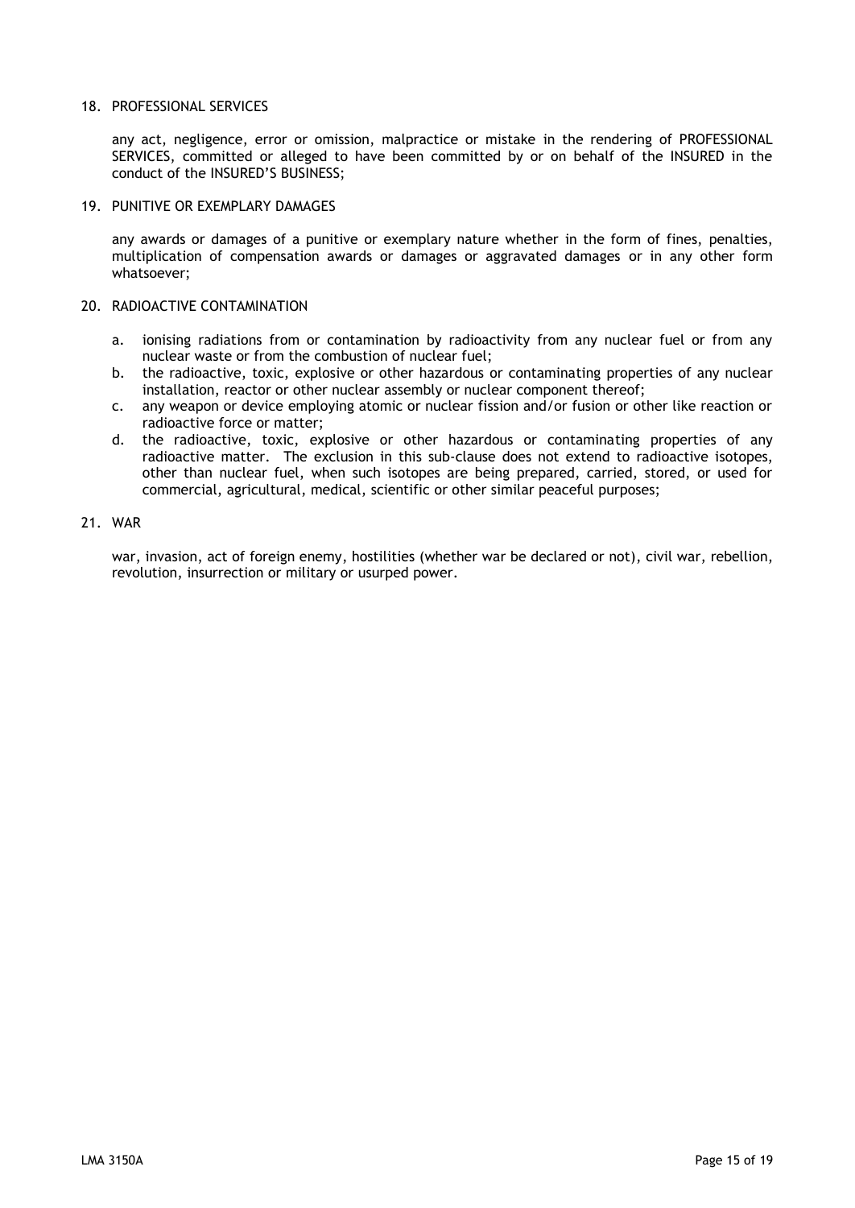18. PROFESSIONAL SERVICES

    any act, negligence, error or omission, malpractice or mistake in the rendering of PROFESSIONAL SERVICES, committed or alleged to have been committed by or on behalf of the INSURED in the conduct of the INSURED'S BUSINESS;

19. PUNITIVE OR EXEMPLARY DAMAGES

    any awards or damages of a punitive or exemplary nature whether in the form of fines, penalties, multiplication of compensation awards or damages or aggravated damages or in any other form whatsoever;

20. RADIOACTIVE CONTAMINATION

    a. ionising radiations from or contamination by radioactivity from any nuclear fuel or from any nuclear waste or from the combustion of nuclear fuel;
    b. the radioactive, toxic, explosive or other hazardous or contaminating properties of any nuclear installation, reactor or other nuclear assembly or nuclear component thereof;
    c. any weapon or device employing atomic or nuclear fission and/or fusion or other like reaction or radioactive force or matter;
    d. the radioactive, toxic, explosive or other hazardous or contaminating properties of any radioactive matter. The exclusion in this sub-clause does not extend to radioactive isotopes, other than nuclear fuel, when such isotopes are being prepared, carried, stored, or used for commercial, agricultural, medical, scientific or other similar peaceful purposes;

21. WAR

    war, invasion, act of foreign enemy, hostilities (whether war be declared or not), civil war, rebellion, revolution, insurrection or military or usurped power.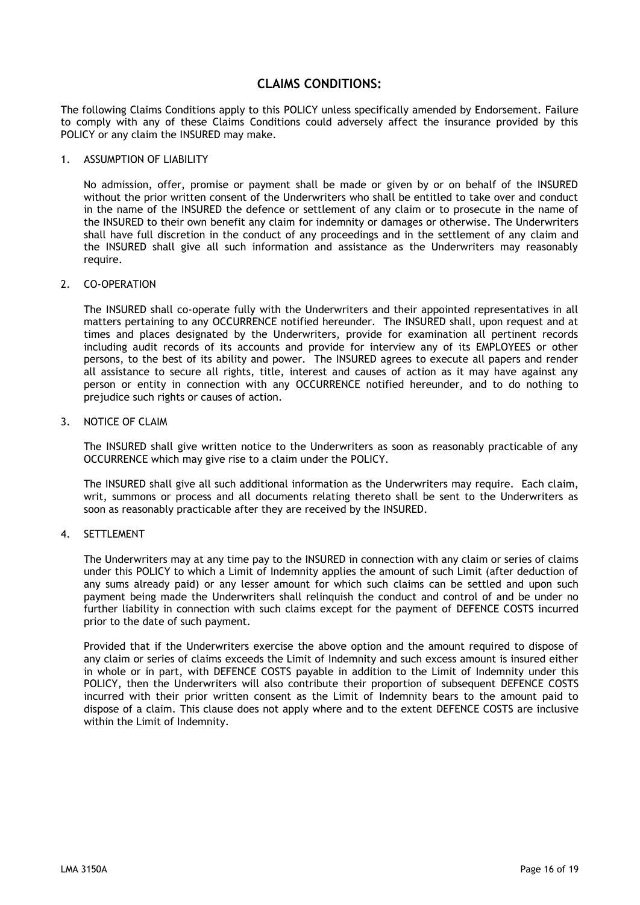## CLAIMS CONDITIONS:

The following Claims Conditions apply to this POLICY unless specifically amended by Endorsement. Failure to comply with any of these Claims Conditions could adversely affect the insurance provided by this POLICY or any claim the INSURED may make.

1. ASSUMPTION OF LIABILITY

   No admission, offer, promise or payment shall be made or given by or on behalf of the INSURED without the prior written consent of the Underwriters who shall be entitled to take over and conduct in the name of the INSURED the defence or settlement of any claim or to prosecute in the name of the INSURED to their own benefit any claim for indemnity or damages or otherwise. The Underwriters shall have full discretion in the conduct of any proceedings and in the settlement of any claim and the INSURED shall give all such information and assistance as the Underwriters may reasonably require.

2. CO-OPERATION

   The INSURED shall co-operate fully with the Underwriters and their appointed representatives in all matters pertaining to any OCCURRENCE notified hereunder. The INSURED shall, upon request and at times and places designated by the Underwriters, provide for examination all pertinent records including audit records of its accounts and provide for interview any of its EMPLOYEES or other persons, to the best of its ability and power. The INSURED agrees to execute all papers and render all assistance to secure all rights, title, interest and causes of action as it may have against any person or entity in connection with any OCCURRENCE notified hereunder, and to do nothing to prejudice such rights or causes of action.

3. NOTICE OF CLAIM

   The INSURED shall give written notice to the Underwriters as soon as reasonably practicable of any OCCURRENCE which may give rise to a claim under the POLICY.

   The INSURED shall give all such additional information as the Underwriters may require. Each claim, writ, summons or process and all documents relating thereto shall be sent to the Underwriters as soon as reasonably practicable after they are received by the INSURED.

4. SETTLEMENT

   The Underwriters may at any time pay to the INSURED in connection with any claim or series of claims under this POLICY to which a Limit of Indemnity applies the amount of such Limit (after deduction of any sums already paid) or any lesser amount for which such claims can be settled and upon such payment being made the Underwriters shall relinquish the conduct and control of and be under no further liability in connection with such claims except for the payment of DEFENCE COSTS incurred prior to the date of such payment.

   Provided that if the Underwriters exercise the above option and the amount required to dispose of any claim or series of claims exceeds the Limit of Indemnity and such excess amount is insured either in whole or in part, with DEFENCE COSTS payable in addition to the Limit of Indemnity under this POLICY, then the Underwriters will also contribute their proportion of subsequent DEFENCE COSTS incurred with their prior written consent as the Limit of Indemnity bears to the amount paid to dispose of a claim. This clause does not apply where and to the extent DEFENCE COSTS are inclusive within the Limit of Indemnity.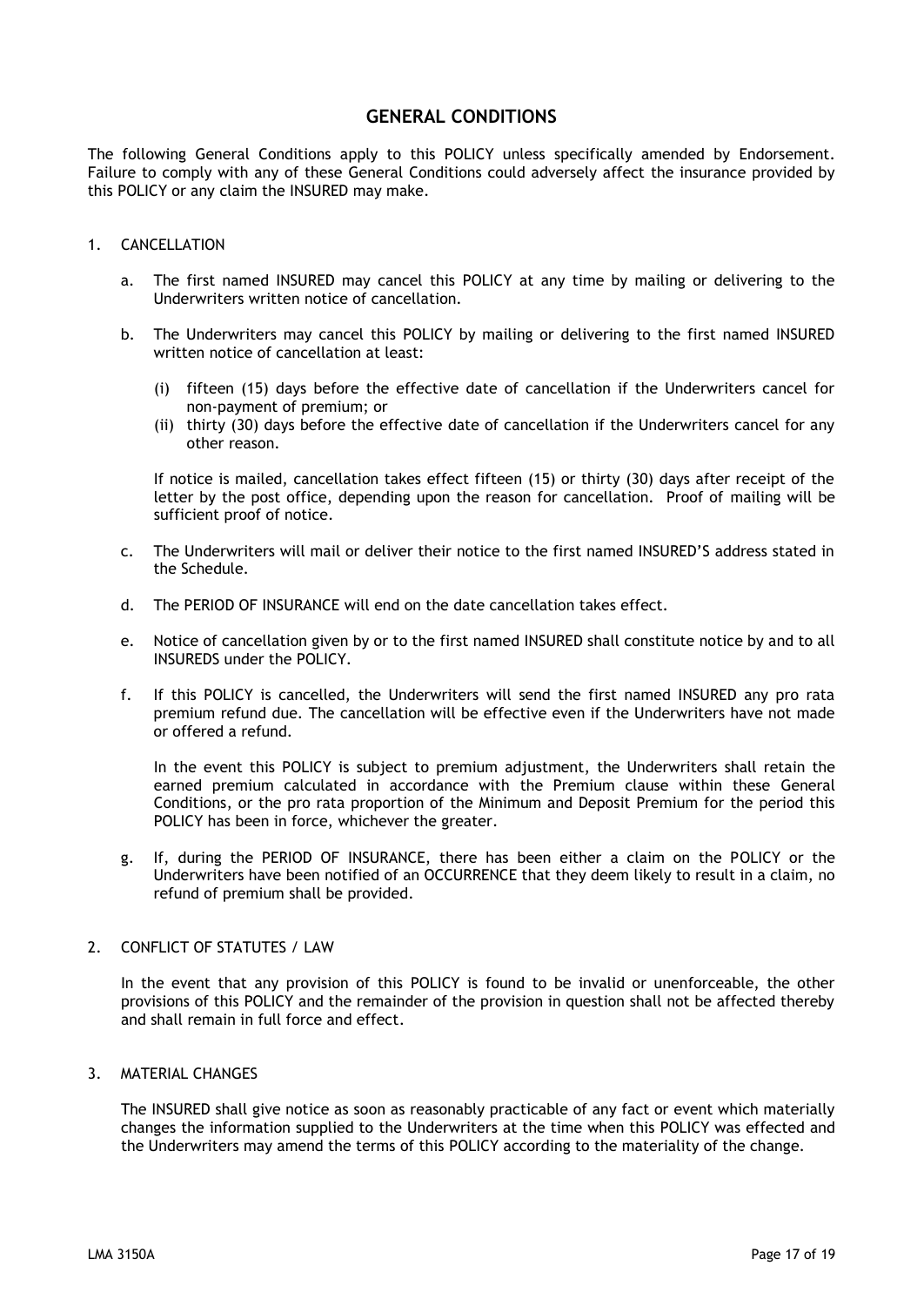## GENERAL CONDITIONS

The following General Conditions apply to this POLICY unless specifically amended by Endorsement. Failure to comply with any of these General Conditions could adversely affect the insurance provided by this POLICY or any claim the INSURED may make.

1. CANCELLATION

   a. The first named INSURED may cancel this POLICY at any time by mailing or delivering to the Underwriters written notice of cancellation.

   b. The Underwriters may cancel this POLICY by mailing or delivering to the first named INSURED written notice of cancellation at least:

      (i) fifteen (15) days before the effective date of cancellation if the Underwriters cancel for non-payment of premium; or
      (ii) thirty (30) days before the effective date of cancellation if the Underwriters cancel for any other reason.

      If notice is mailed, cancellation takes effect fifteen (15) or thirty (30) days after receipt of the letter by the post office, depending upon the reason for cancellation. Proof of mailing will be sufficient proof of notice.

   c. The Underwriters will mail or deliver their notice to the first named INSURED'S address stated in the Schedule.

   d. The PERIOD OF INSURANCE will end on the date cancellation takes effect.

   e. Notice of cancellation given by or to the first named INSURED shall constitute notice by and to all INSUREDS under the POLICY.

   f. If this POLICY is cancelled, the Underwriters will send the first named INSURED any pro rata premium refund due. The cancellation will be effective even if the Underwriters have not made or offered a refund.

      In the event this POLICY is subject to premium adjustment, the Underwriters shall retain the earned premium calculated in accordance with the Premium clause within these General Conditions, or the pro rata proportion of the Minimum and Deposit Premium for the period this POLICY has been in force, whichever the greater.

   g. If, during the PERIOD OF INSURANCE, there has been either a claim on the POLICY or the Underwriters have been notified of an OCCURRENCE that they deem likely to result in a claim, no refund of premium shall be provided.

2. CONFLICT OF STATUTES / LAW

   In the event that any provision of this POLICY is found to be invalid or unenforceable, the other provisions of this POLICY and the remainder of the provision in question shall not be affected thereby and shall remain in full force and effect.

3. MATERIAL CHANGES

   The INSURED shall give notice as soon as reasonably practicable of any fact or event which materially changes the information supplied to the Underwriters at the time when this POLICY was effected and the Underwriters may amend the terms of this POLICY according to the materiality of the change.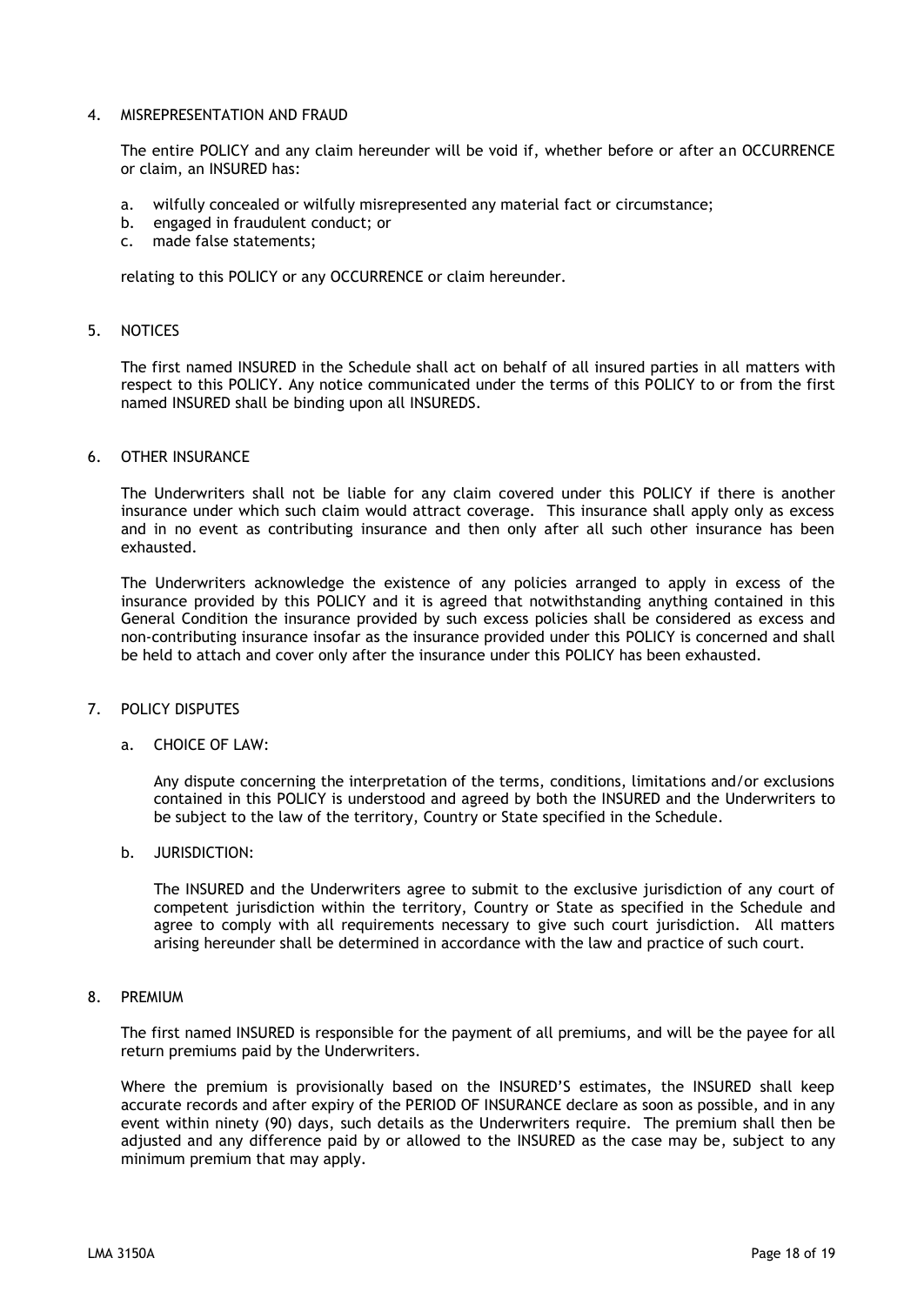4. MISREPRESENTATION AND FRAUD

   The entire POLICY and any claim hereunder will be void if, whether before or after an OCCURRENCE or claim, an INSURED has:

   a. wilfully concealed or wilfully misrepresented any material fact or circumstance;
   b. engaged in fraudulent conduct; or
   c. made false statements;

   relating to this POLICY or any OCCURRENCE or claim hereunder.

5. NOTICES

   The first named INSURED in the Schedule shall act on behalf of all insured parties in all matters with respect to this POLICY. Any notice communicated under the terms of this POLICY to or from the first named INSURED shall be binding upon all INSUREDS.

6. OTHER INSURANCE

   The Underwriters shall not be liable for any claim covered under this POLICY if there is another insurance under which such claim would attract coverage. This insurance shall apply only as excess and in no event as contributing insurance and then only after all such other insurance has been exhausted.

   The Underwriters acknowledge the existence of any policies arranged to apply in excess of the insurance provided by this POLICY and it is agreed that notwithstanding anything contained in this General Condition the insurance provided by such excess policies shall be considered as excess and non-contributing insurance insofar as the insurance provided under this POLICY is concerned and shall be held to attach and cover only after the insurance under this POLICY has been exhausted.

7. POLICY DISPUTES

   a. CHOICE OF LAW:

      Any dispute concerning the interpretation of the terms, conditions, limitations and/or exclusions contained in this POLICY is understood and agreed by both the INSURED and the Underwriters to be subject to the law of the territory, Country or State specified in the Schedule.

   b. JURISDICTION:

      The INSURED and the Underwriters agree to submit to the exclusive jurisdiction of any court of competent jurisdiction within the territory, Country or State as specified in the Schedule and agree to comply with all requirements necessary to give such court jurisdiction. All matters arising hereunder shall be determined in accordance with the law and practice of such court.

8. PREMIUM

   The first named INSURED is responsible for the payment of all premiums, and will be the payee for all return premiums paid by the Underwriters.

   Where the premium is provisionally based on the INSURED'S estimates, the INSURED shall keep accurate records and after expiry of the PERIOD OF INSURANCE declare as soon as possible, and in any event within ninety (90) days, such details as the Underwriters require. The premium shall then be adjusted and any difference paid by or allowed to the INSURED as the case may be, subject to any minimum premium that may apply.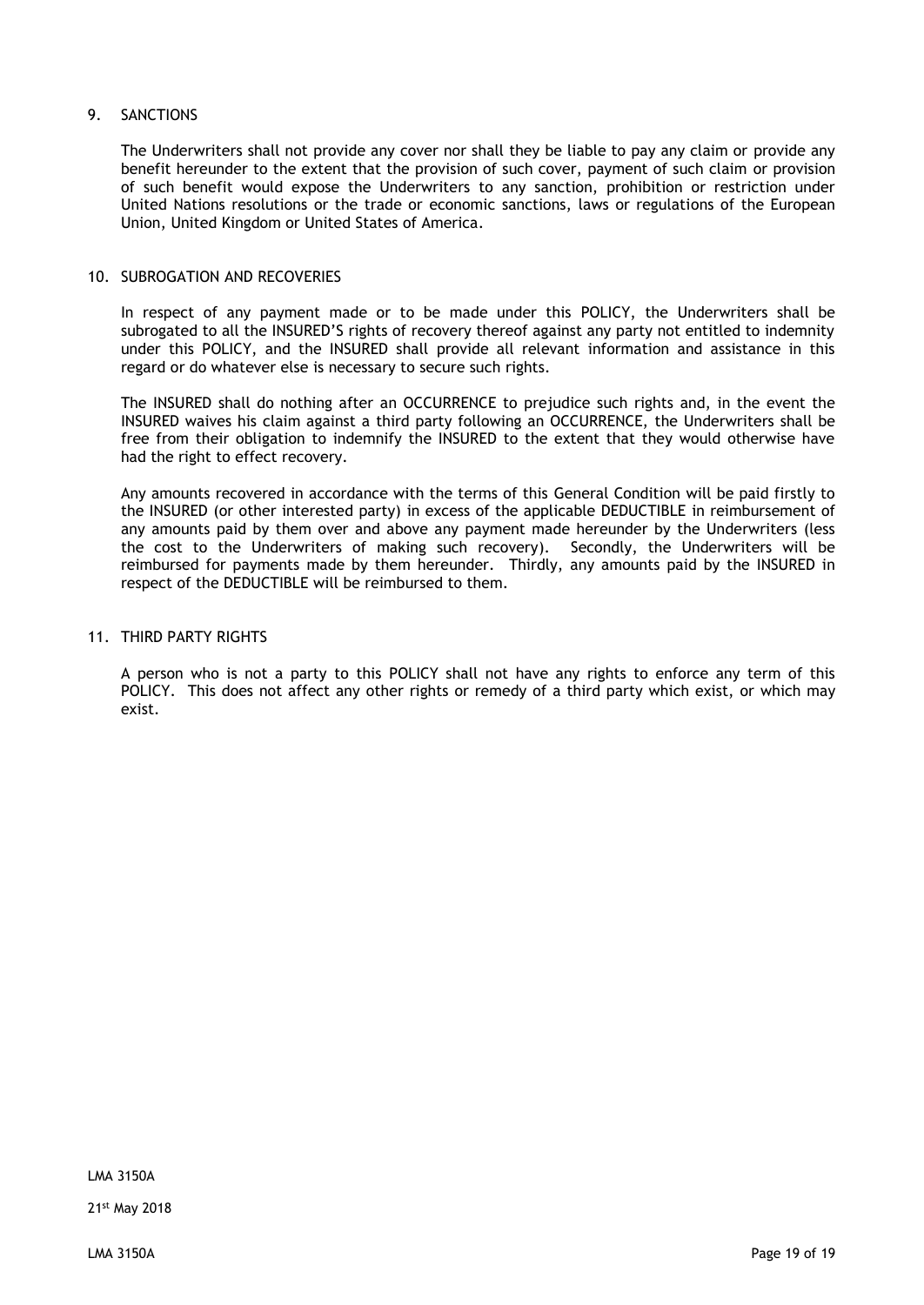9. SANCTIONS

The Underwriters shall not provide any cover nor shall they be liable to pay any claim or provide any benefit hereunder to the extent that the provision of such cover, payment of such claim or provision of such benefit would expose the Underwriters to any sanction, prohibition or restriction under United Nations resolutions or the trade or economic sanctions, laws or regulations of the European Union, United Kingdom or United States of America.

10. SUBROGATION AND RECOVERIES

In respect of any payment made or to be made under this POLICY, the Underwriters shall be subrogated to all the INSURED'S rights of recovery thereof against any party not entitled to indemnity under this POLICY, and the INSURED shall provide all relevant information and assistance in this regard or do whatever else is necessary to secure such rights.

The INSURED shall do nothing after an OCCURRENCE to prejudice such rights and, in the event the INSURED waives his claim against a third party following an OCCURRENCE, the Underwriters shall be free from their obligation to indemnify the INSURED to the extent that they would otherwise have had the right to effect recovery.

Any amounts recovered in accordance with the terms of this General Condition will be paid firstly to the INSURED (or other interested party) in excess of the applicable DEDUCTIBLE in reimbursement of any amounts paid by them over and above any payment made hereunder by the Underwriters (less the cost to the Underwriters of making such recovery). Secondly, the Underwriters will be reimbursed for payments made by them hereunder. Thirdly, any amounts paid by the INSURED in respect of the DEDUCTIBLE will be reimbursed to them.

11. THIRD PARTY RIGHTS

A person who is not a party to this POLICY shall not have any rights to enforce any term of this POLICY. This does not affect any other rights or remedy of a third party which exist, or which may exist.

LMA 3150A

21st May 2018